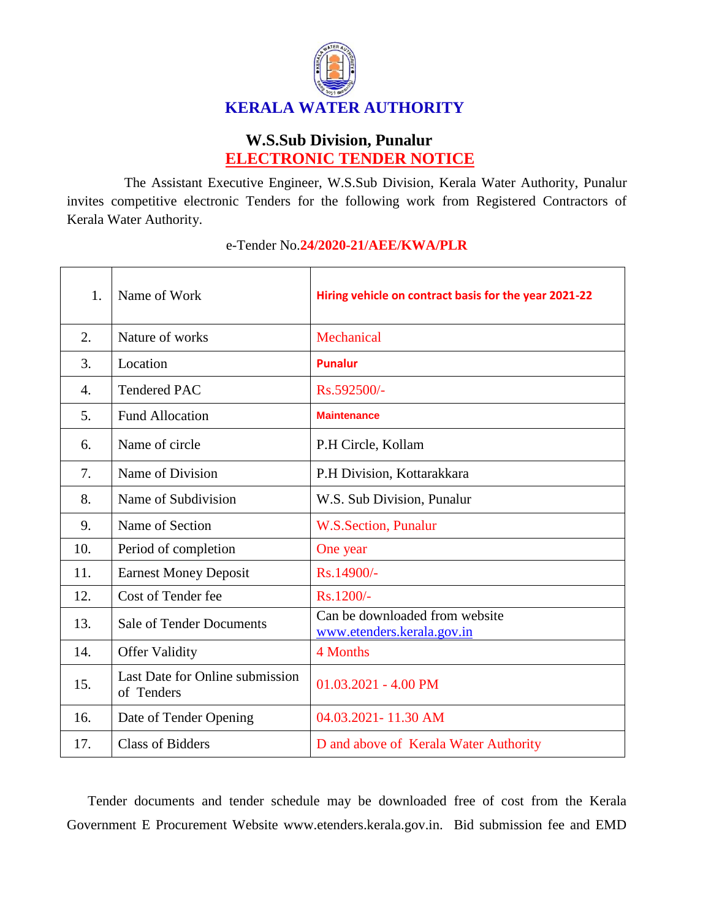# KERALA WATER AUTHORITY

## W.S.Sub Division, Punalur

## ELECTRONIC TENDER NOTICE

The Assistant Executive Engineer, W.S.Sub Division, Kerala Water Authority, Punalur invites competitive electronic Tenders for the following work from Registered Contractors of Kerala Water Authority.

e-Tender No.**24/2020-21/AEE/KWA/PLR**

| | | |
|---|---|---|
| 1. | Name of Work | **Hiring vehicle on contract basis for the year 2021-22** |
| 2. | Nature of works | Mechanical |
| 3. | Location | **Punalur** |
| 4. | Tendered PAC | Rs.592500/- |
| 5. | Fund Allocation | **Maintenance** |
| 6. | Name of circle | P.H Circle, Kollam |
| 7. | Name of Division | P.H Division, Kottarakkara |
| 8. | Name of Subdivision | W.S. Sub Division, Punalur |
| 9. | Name of Section | W.S.Section, Punalur |
| 10. | Period of completion | One year |
| 11. | Earnest Money Deposit | Rs.14900/- |
| 12. | Cost of Tender fee | Rs.1200/- |
| 13. | Sale of Tender Documents | Can be downloaded from website www.etenders.kerala.gov.in |
| 14. | Offer Validity | 4 Months |
| 15. | Last Date for Online submission of Tenders | 01.03.2021 - 4.00 PM |
| 16. | Date of Tender Opening | 04.03.2021- 11.30 AM |
| 17. | Class of Bidders | D and above of Kerala Water Authority |

Tender documents and tender schedule may be downloaded free of cost from the Kerala Government E Procurement Website www.etenders.kerala.gov.in. Bid submission fee and EMD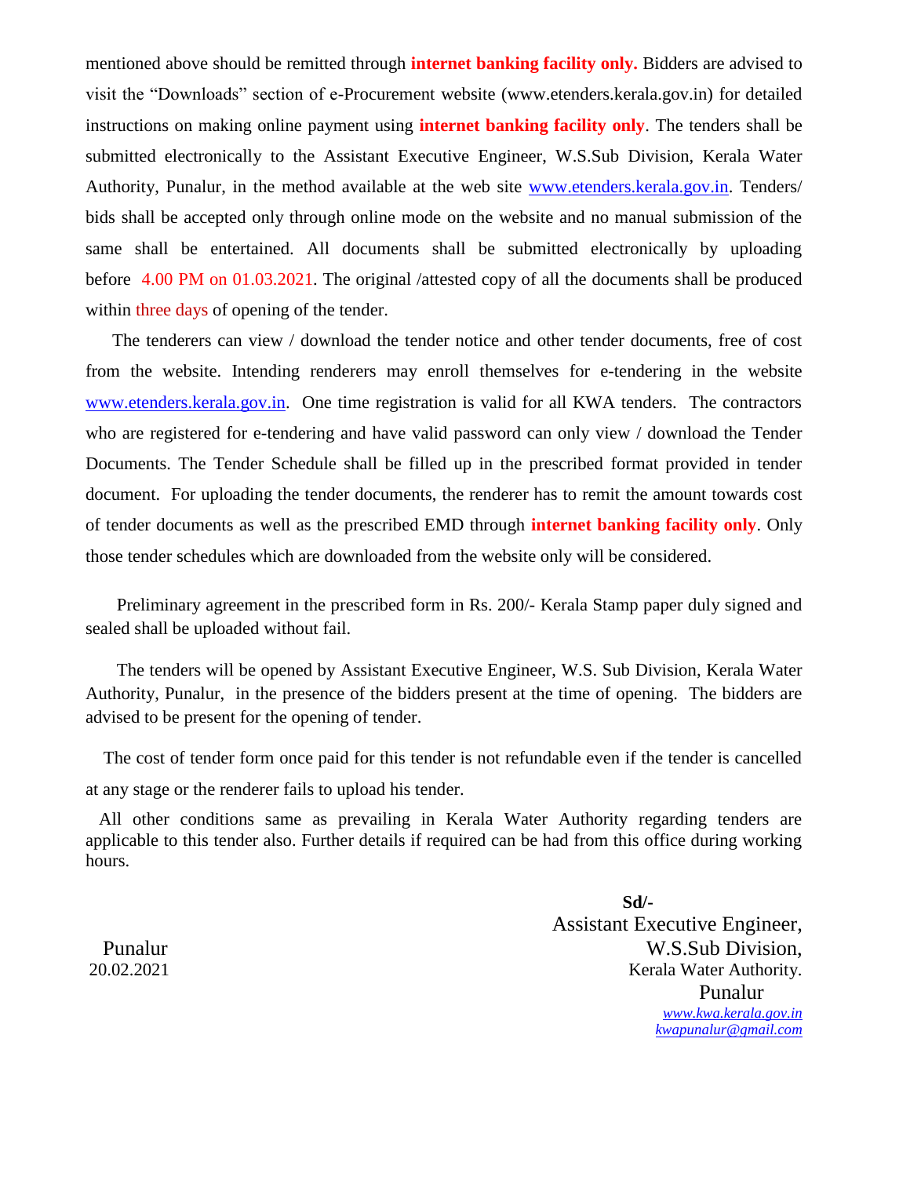mentioned above should be remitted through **internet banking facility only.** Bidders are advised to visit the "Downloads" section of e-Procurement website (www.etenders.kerala.gov.in) for detailed instructions on making online payment using **internet banking facility only**. The tenders shall be submitted electronically to the Assistant Executive Engineer, W.S.Sub Division, Kerala Water Authority, Punalur, in the method available at the web site www.etenders.kerala.gov.in. Tenders/ bids shall be accepted only through online mode on the website and no manual submission of the same shall be entertained. All documents shall be submitted electronically by uploading before 4.00 PM on 01.03.2021. The original /attested copy of all the documents shall be produced within three days of opening of the tender.

The tenderers can view / download the tender notice and other tender documents, free of cost from the website. Intending renderers may enroll themselves for e-tendering in the website www.etenders.kerala.gov.in. One time registration is valid for all KWA tenders. The contractors who are registered for e-tendering and have valid password can only view / download the Tender Documents. The Tender Schedule shall be filled up in the prescribed format provided in tender document. For uploading the tender documents, the renderer has to remit the amount towards cost of tender documents as well as the prescribed EMD through **internet banking facility only**. Only those tender schedules which are downloaded from the website only will be considered.

Preliminary agreement in the prescribed form in Rs. 200/- Kerala Stamp paper duly signed and sealed shall be uploaded without fail.

The tenders will be opened by Assistant Executive Engineer, W.S. Sub Division, Kerala Water Authority, Punalur, in the presence of the bidders present at the time of opening. The bidders are advised to be present for the opening of tender.

The cost of tender form once paid for this tender is not refundable even if the tender is cancelled at any stage or the renderer fails to upload his tender.

All other conditions same as prevailing in Kerala Water Authority regarding tenders are applicable to this tender also. Further details if required can be had from this office during working hours.

**Sd/-**

Assistant Executive Engineer,
W.S.Sub Division,
Kerala Water Authority.
Punalur
*www.kwa.kerala.gov.in*
*kwapunalur@gmail.com*

Punalur
20.02.2021